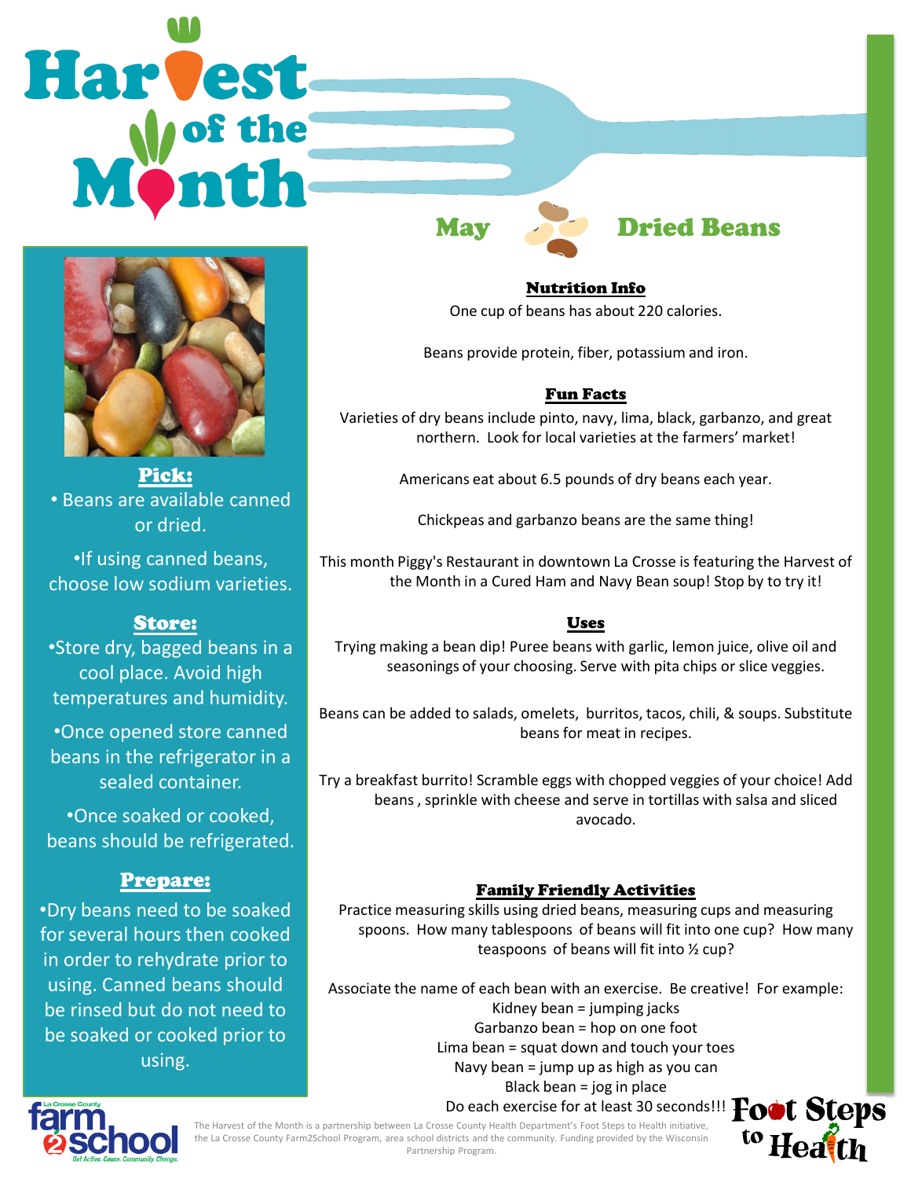# Harvest of the Month

## May — Dried Beans

### Pick:

- Beans are available canned or dried.
- If using canned beans, choose low sodium varieties.

### Store:

- Store dry, bagged beans in a cool place. Avoid high temperatures and humidity.
- Once opened store canned beans in the refrigerator in a sealed container.
- Once soaked or cooked, beans should be refrigerated.

### Prepare:

- Dry beans need to be soaked for several hours then cooked in order to rehydrate prior to using. Canned beans should be rinsed but do not need to be soaked or cooked prior to using.

### Nutrition Info

One cup of beans has about 220 calories.

Beans provide protein, fiber, potassium and iron.

### Fun Facts

Varieties of dry beans include pinto, navy, lima, black, garbanzo, and great northern. Look for local varieties at the farmers' market!

Americans eat about 6.5 pounds of dry beans each year.

Chickpeas and garbanzo beans are the same thing!

This month Piggy's Restaurant in downtown La Crosse is featuring the Harvest of the Month in a Cured Ham and Navy Bean soup! Stop by to try it!

### Uses

Trying making a bean dip! Puree beans with garlic, lemon juice, olive oil and seasonings of your choosing. Serve with pita chips or slice veggies.

Beans can be added to salads, omelets, burritos, tacos, chili, & soups. Substitute beans for meat in recipes.

Try a breakfast burrito! Scramble eggs with chopped veggies of your choice! Add beans , sprinkle with cheese and serve in tortillas with salsa and sliced avocado.

### Family Friendly Activities

Practice measuring skills using dried beans, measuring cups and measuring spoons. How many tablespoons of beans will fit into one cup? How many teaspoons of beans will fit into ½ cup?

Associate the name of each bean with an exercise. Be creative! For example:

Kidney bean = jumping jacks
Garbanzo bean = hop on one foot
Lima bean = squat down and touch your toes
Navy bean = jump up as high as you can
Black bean = jog in place
Do each exercise for at least 30 seconds!!!

The Harvest of the Month is a partnership between La Crosse County Health Department's Foot Steps to Health initiative, the La Crosse County Farm2School Program, area school districts and the community. Funding provided by the Wisconsin Partnership Program.

La Crosse County farm2school — Get Active. Cause. Community. Change.

Foot Steps to Health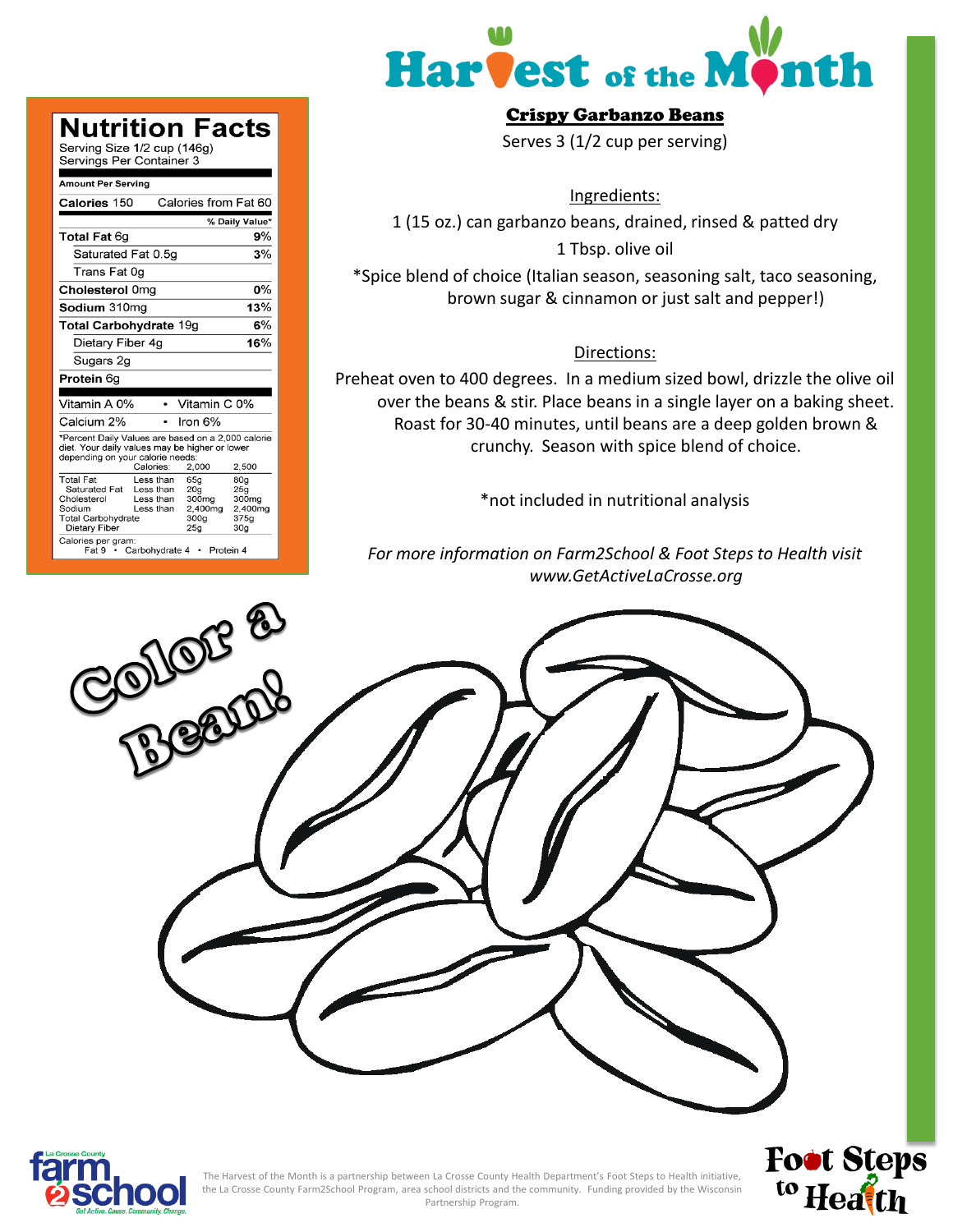# Harvest of the Month

## Nutrition Facts

Serving Size 1/2 cup (146g)
Servings Per Container 3

**Amount Per Serving**

| | |
|---|---|
| **Calories** 150 | Calories from Fat 60 |
| | **% Daily Value*** |
| **Total Fat** 6g | **9%** |
| Saturated Fat 0.5g | **3%** |
| Trans Fat 0g | |
| **Cholesterol** 0mg | **0%** |
| **Sodium** 310mg | **13%** |
| **Total Carbohydrate** 19g | **6%** |
| Dietary Fiber 4g | **16%** |
| Sugars 2g | |
| **Protein** 6g | |

| | |
|---|---|
| Vitamin A 0% | Vitamin C 0% |
| Calcium 2% | Iron 6% |

*Percent Daily Values are based on a 2,000 calorie diet. Your daily values may be higher or lower depending on your calorie needs:

| | Calories: | 2,000 | 2,500 |
|---|---|---|---|
| Total Fat | Less than | 65g | 80g |
| Saturated Fat | Less than | 20g | 25g |
| Cholesterol | Less than | 300mg | 300mg |
| Sodium | Less than | 2,400mg | 2,400mg |
| Total Carbohydrate | | 300g | 375g |
| Dietary Fiber | | 25g | 30g |

Calories per gram:
Fat 9 • Carbohydrate 4 • Protein 4

## Crispy Garbanzo Beans

Serves 3 (1/2 cup per serving)

### Ingredients:

1 (15 oz.) can garbanzo beans, drained, rinsed & patted dry

1 Tbsp. olive oil

*Spice blend of choice (Italian season, seasoning salt, taco seasoning, brown sugar & cinnamon or just salt and pepper!)

### Directions:

Preheat oven to 400 degrees. In a medium sized bowl, drizzle the olive oil over the beans & stir. Place beans in a single layer on a baking sheet. Roast for 30-40 minutes, until beans are a deep golden brown & crunchy. Season with spice blend of choice.

*not included in nutritional analysis

*For more information on Farm2School & Foot Steps to Health visit www.GetActiveLaCrosse.org*

Color a Bean!

The Harvest of the Month is a partnership between La Crosse County Health Department's Foot Steps to Health initiative, the La Crosse County Farm2School Program, area school districts and the community. Funding provided by the Wisconsin Partnership Program.

La Crosse County farm 2 school — Get Active. Cause. Community. Change.

Foot Steps to Health